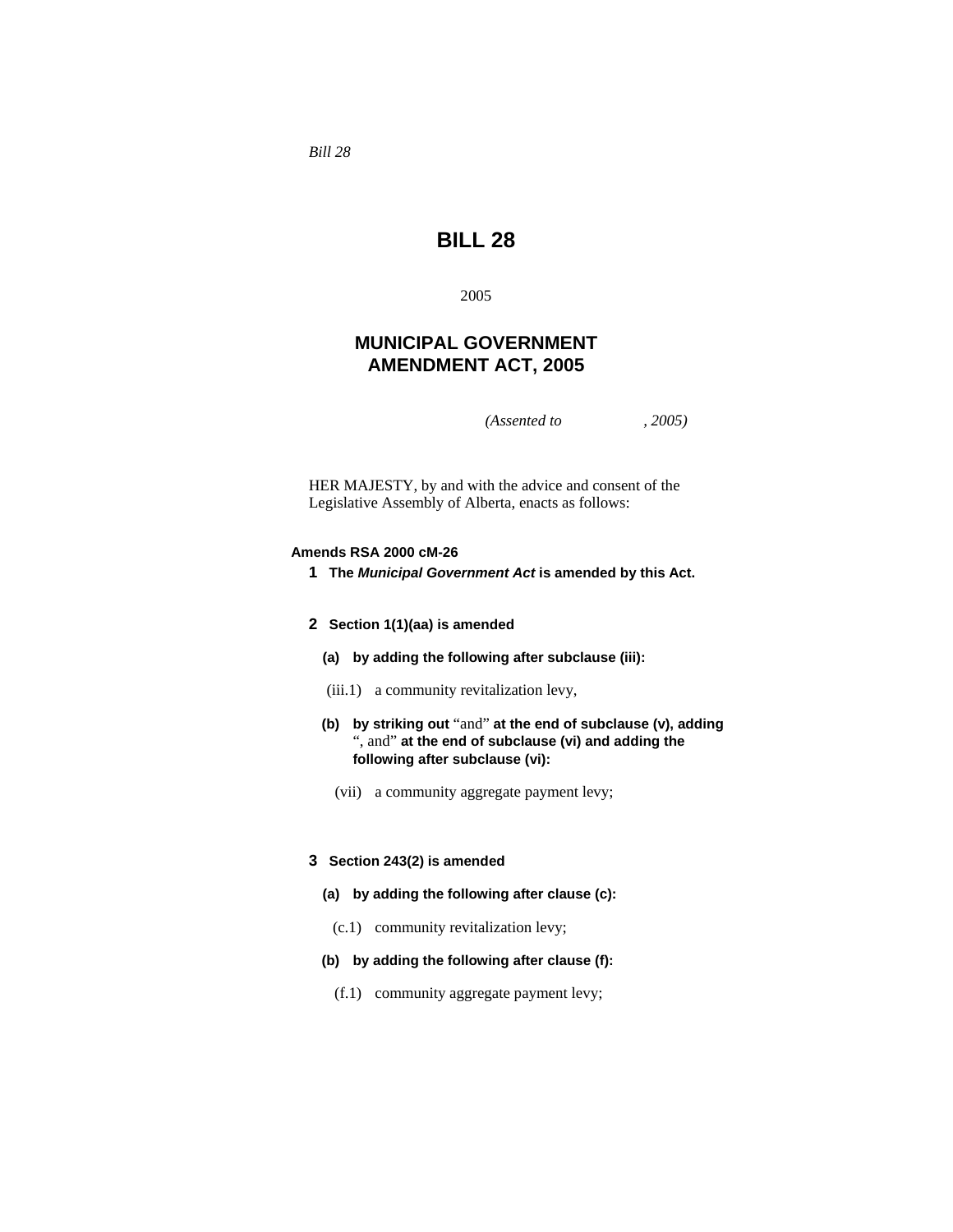*Bill 28*

# BILL 28

2005

## MUNICIPAL GOVERNMENT AMENDMENT ACT, 2005

*(Assented to , 2005)*

HER MAJESTY, by and with the advice and consent of the Legislative Assembly of Alberta, enacts as follows:

**Amends RSA 2000 cM-26**

**1 The *Municipal Government Act* is amended by this Act.**

**2 Section 1(1)(aa) is amended**

**(a) by adding the following after subclause (iii):**

(iii.1) a community revitalization levy,

**(b) by striking out** "and" **at the end of subclause (v), adding** ", and" **at the end of subclause (vi) and adding the following after subclause (vi):**

(vii) a community aggregate payment levy;

**3 Section 243(2) is amended**

**(a) by adding the following after clause (c):**

(c.1) community revitalization levy;

**(b) by adding the following after clause (f):**

(f.1) community aggregate payment levy;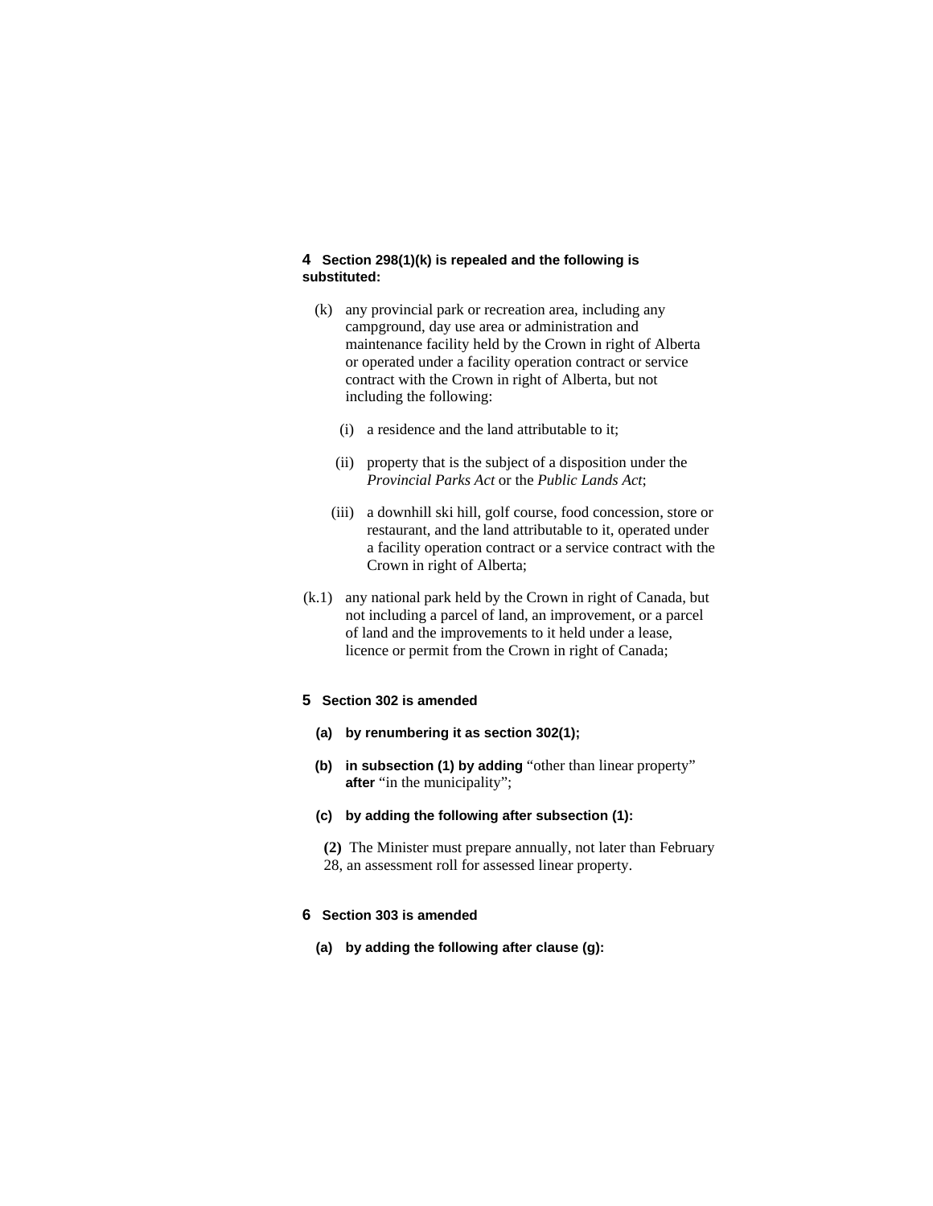**4 Section 298(1)(k) is repealed and the following is substituted:**

(k) any provincial park or recreation area, including any campground, day use area or administration and maintenance facility held by the Crown in right of Alberta or operated under a facility operation contract or service contract with the Crown in right of Alberta, but not including the following:

(i) a residence and the land attributable to it;

(ii) property that is the subject of a disposition under the *Provincial Parks Act* or the *Public Lands Act*;

(iii) a downhill ski hill, golf course, food concession, store or restaurant, and the land attributable to it, operated under a facility operation contract or a service contract with the Crown in right of Alberta;

(k.1) any national park held by the Crown in right of Canada, but not including a parcel of land, an improvement, or a parcel of land and the improvements to it held under a lease, licence or permit from the Crown in right of Canada;

**5 Section 302 is amended**

**(a) by renumbering it as section 302(1);**

**(b) in subsection (1) by adding** "other than linear property" **after** "in the municipality";

**(c) by adding the following after subsection (1):**

**(2)** The Minister must prepare annually, not later than February 28, an assessment roll for assessed linear property.

**6 Section 303 is amended**

**(a) by adding the following after clause (g):**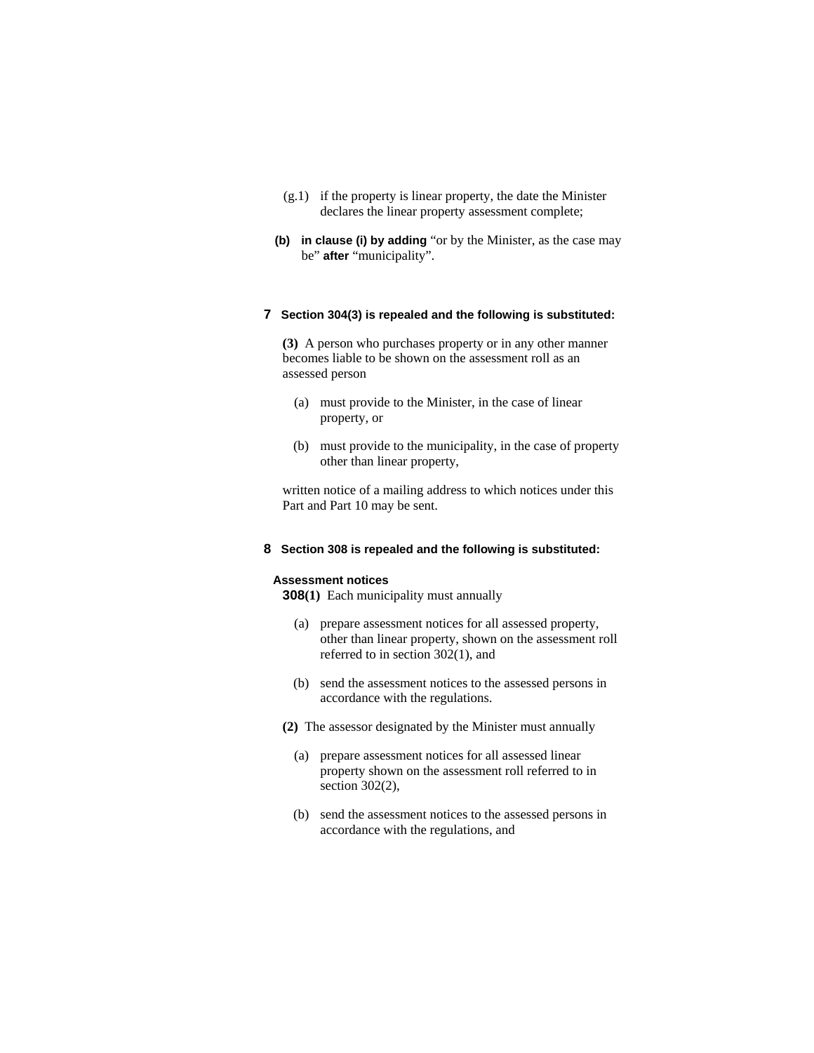(g.1) if the property is linear property, the date the Minister declares the linear property assessment complete;

**(b) in clause (i) by adding** "or by the Minister, as the case may be" **after** "municipality".

**7 Section 304(3) is repealed and the following is substituted:**

**(3)** A person who purchases property or in any other manner becomes liable to be shown on the assessment roll as an assessed person

(a) must provide to the Minister, in the case of linear property, or

(b) must provide to the municipality, in the case of property other than linear property,

written notice of a mailing address to which notices under this Part and Part 10 may be sent.

**8 Section 308 is repealed and the following is substituted:**

**Assessment notices**

**308(1)** Each municipality must annually

(a) prepare assessment notices for all assessed property, other than linear property, shown on the assessment roll referred to in section 302(1), and

(b) send the assessment notices to the assessed persons in accordance with the regulations.

**(2)** The assessor designated by the Minister must annually

(a) prepare assessment notices for all assessed linear property shown on the assessment roll referred to in section 302(2),

(b) send the assessment notices to the assessed persons in accordance with the regulations, and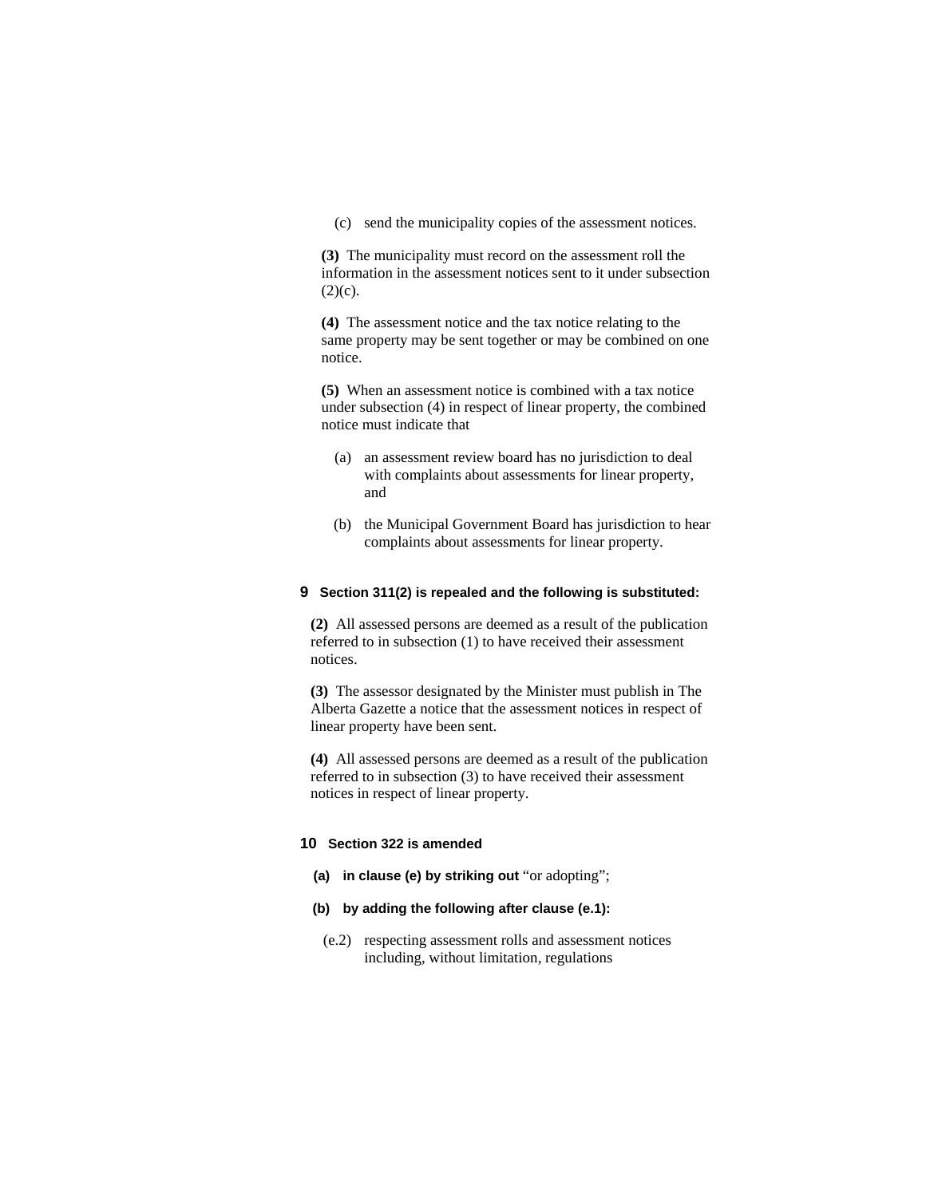(c) send the municipality copies of the assessment notices.

**(3)** The municipality must record on the assessment roll the information in the assessment notices sent to it under subsection (2)(c).

**(4)** The assessment notice and the tax notice relating to the same property may be sent together or may be combined on one notice.

**(5)** When an assessment notice is combined with a tax notice under subsection (4) in respect of linear property, the combined notice must indicate that

(a) an assessment review board has no jurisdiction to deal with complaints about assessments for linear property, and

(b) the Municipal Government Board has jurisdiction to hear complaints about assessments for linear property.

**9 Section 311(2) is repealed and the following is substituted:**

**(2)** All assessed persons are deemed as a result of the publication referred to in subsection (1) to have received their assessment notices.

**(3)** The assessor designated by the Minister must publish in The Alberta Gazette a notice that the assessment notices in respect of linear property have been sent.

**(4)** All assessed persons are deemed as a result of the publication referred to in subsection (3) to have received their assessment notices in respect of linear property.

**10 Section 322 is amended**

**(a) in clause (e) by striking out** "or adopting";

**(b) by adding the following after clause (e.1):**

(e.2) respecting assessment rolls and assessment notices including, without limitation, regulations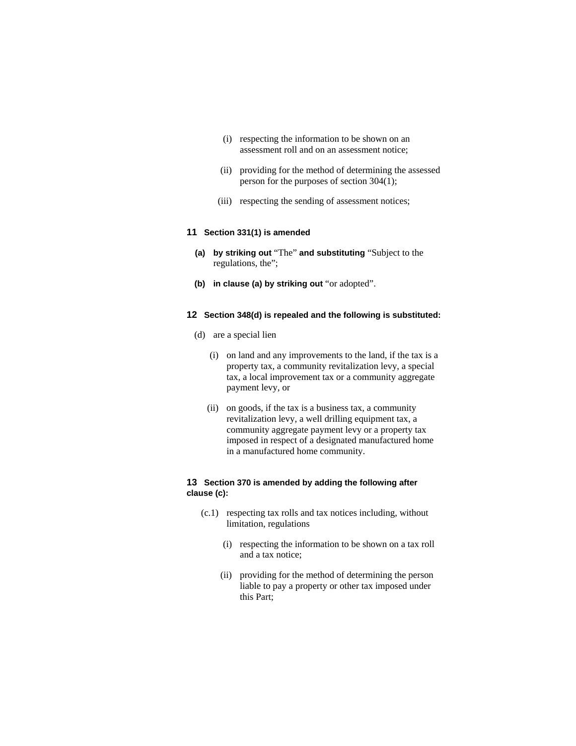(i) respecting the information to be shown on an assessment roll and on an assessment notice;

(ii) providing for the method of determining the assessed person for the purposes of section 304(1);

(iii) respecting the sending of assessment notices;

**11 Section 331(1) is amended**

**(a) by striking out** "The" **and substituting** "Subject to the regulations, the";

**(b) in clause (a) by striking out** "or adopted".

**12 Section 348(d) is repealed and the following is substituted:**

(d) are a special lien

(i) on land and any improvements to the land, if the tax is a property tax, a community revitalization levy, a special tax, a local improvement tax or a community aggregate payment levy, or

(ii) on goods, if the tax is a business tax, a community revitalization levy, a well drilling equipment tax, a community aggregate payment levy or a property tax imposed in respect of a designated manufactured home in a manufactured home community.

**13 Section 370 is amended by adding the following after clause (c):**

(c.1) respecting tax rolls and tax notices including, without limitation, regulations

(i) respecting the information to be shown on a tax roll and a tax notice;

(ii) providing for the method of determining the person liable to pay a property or other tax imposed under this Part;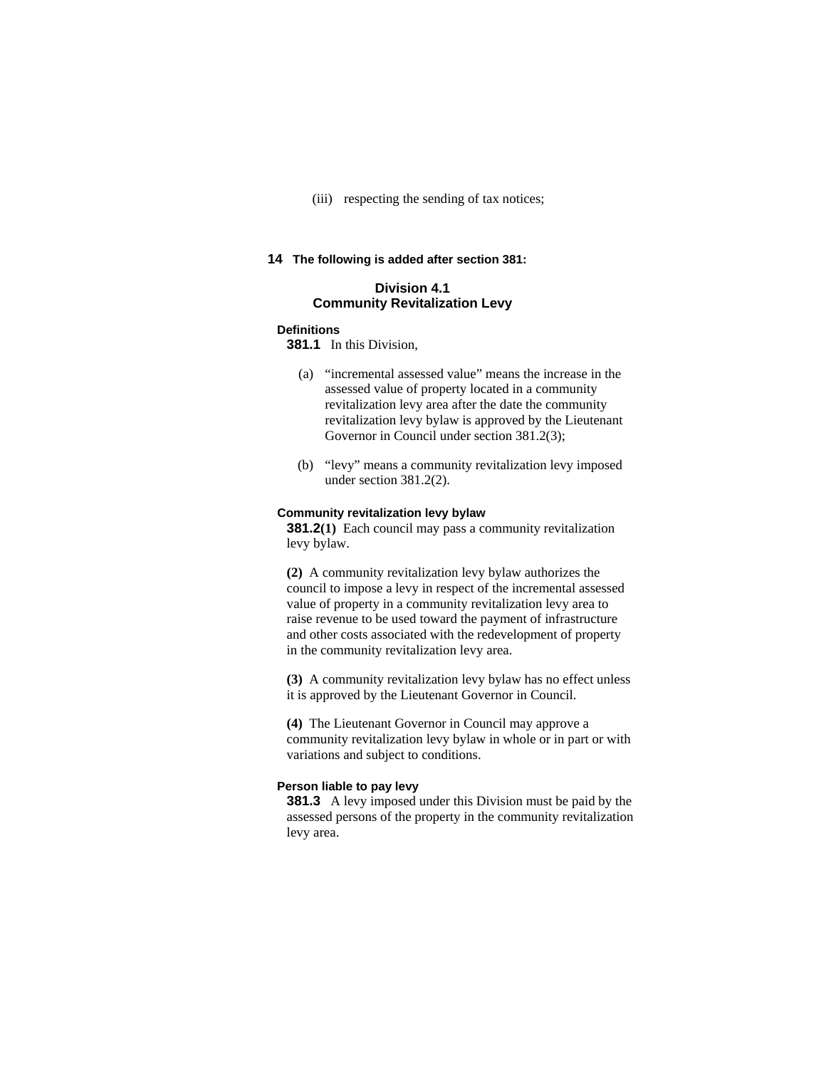(iii) respecting the sending of tax notices;

**14 The following is added after section 381:**

## Division 4.1
## Community Revitalization Levy

**Definitions**

**381.1** In this Division,

(a) "incremental assessed value" means the increase in the assessed value of property located in a community revitalization levy area after the date the community revitalization levy bylaw is approved by the Lieutenant Governor in Council under section 381.2(3);

(b) "levy" means a community revitalization levy imposed under section 381.2(2).

**Community revitalization levy bylaw**

**381.2(1)** Each council may pass a community revitalization levy bylaw.

**(2)** A community revitalization levy bylaw authorizes the council to impose a levy in respect of the incremental assessed value of property in a community revitalization levy area to raise revenue to be used toward the payment of infrastructure and other costs associated with the redevelopment of property in the community revitalization levy area.

**(3)** A community revitalization levy bylaw has no effect unless it is approved by the Lieutenant Governor in Council.

**(4)** The Lieutenant Governor in Council may approve a community revitalization levy bylaw in whole or in part or with variations and subject to conditions.

**Person liable to pay levy**

**381.3** A levy imposed under this Division must be paid by the assessed persons of the property in the community revitalization levy area.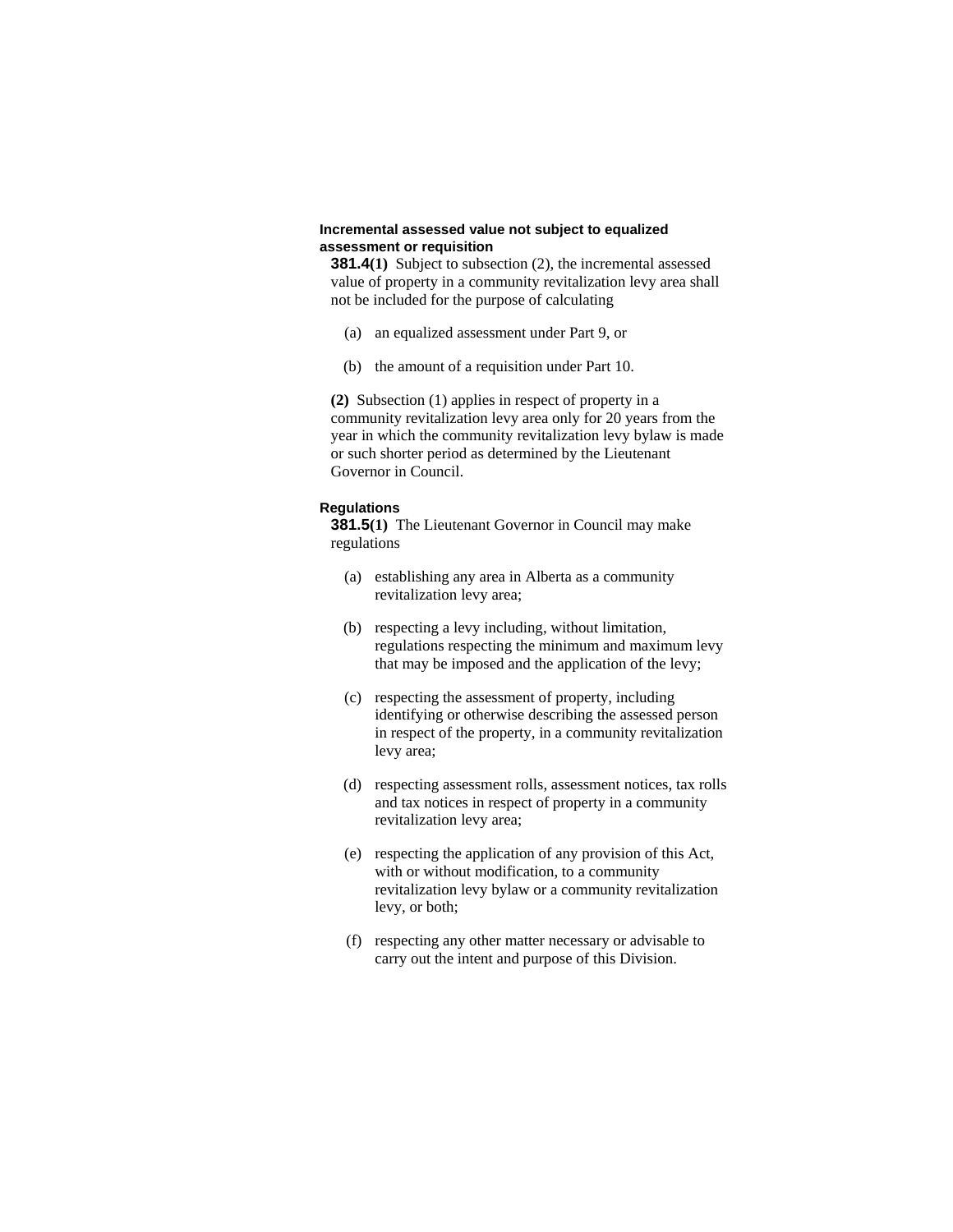**Incremental assessed value not subject to equalized assessment or requisition**

**381.4(1)** Subject to subsection (2), the incremental assessed value of property in a community revitalization levy area shall not be included for the purpose of calculating

(a) an equalized assessment under Part 9, or

(b) the amount of a requisition under Part 10.

**(2)** Subsection (1) applies in respect of property in a community revitalization levy area only for 20 years from the year in which the community revitalization levy bylaw is made or such shorter period as determined by the Lieutenant Governor in Council.

**Regulations**

**381.5(1)** The Lieutenant Governor in Council may make regulations

(a) establishing any area in Alberta as a community revitalization levy area;

(b) respecting a levy including, without limitation, regulations respecting the minimum and maximum levy that may be imposed and the application of the levy;

(c) respecting the assessment of property, including identifying or otherwise describing the assessed person in respect of the property, in a community revitalization levy area;

(d) respecting assessment rolls, assessment notices, tax rolls and tax notices in respect of property in a community revitalization levy area;

(e) respecting the application of any provision of this Act, with or without modification, to a community revitalization levy bylaw or a community revitalization levy, or both;

(f) respecting any other matter necessary or advisable to carry out the intent and purpose of this Division.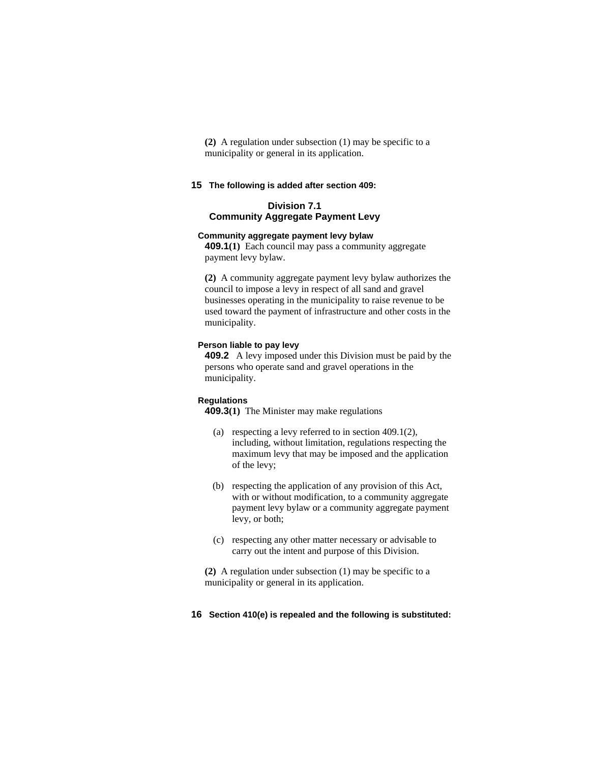**(2)** A regulation under subsection (1) may be specific to a municipality or general in its application.

**15 The following is added after section 409:**

## Division 7.1
## Community Aggregate Payment Levy

**Community aggregate payment levy bylaw**

**409.1(1)** Each council may pass a community aggregate payment levy bylaw.

**(2)** A community aggregate payment levy bylaw authorizes the council to impose a levy in respect of all sand and gravel businesses operating in the municipality to raise revenue to be used toward the payment of infrastructure and other costs in the municipality.

**Person liable to pay levy**

**409.2** A levy imposed under this Division must be paid by the persons who operate sand and gravel operations in the municipality.

**Regulations**

**409.3(1)** The Minister may make regulations

(a) respecting a levy referred to in section 409.1(2), including, without limitation, regulations respecting the maximum levy that may be imposed and the application of the levy;

(b) respecting the application of any provision of this Act, with or without modification, to a community aggregate payment levy bylaw or a community aggregate payment levy, or both;

(c) respecting any other matter necessary or advisable to carry out the intent and purpose of this Division.

**(2)** A regulation under subsection (1) may be specific to a municipality or general in its application.

**16 Section 410(e) is repealed and the following is substituted:**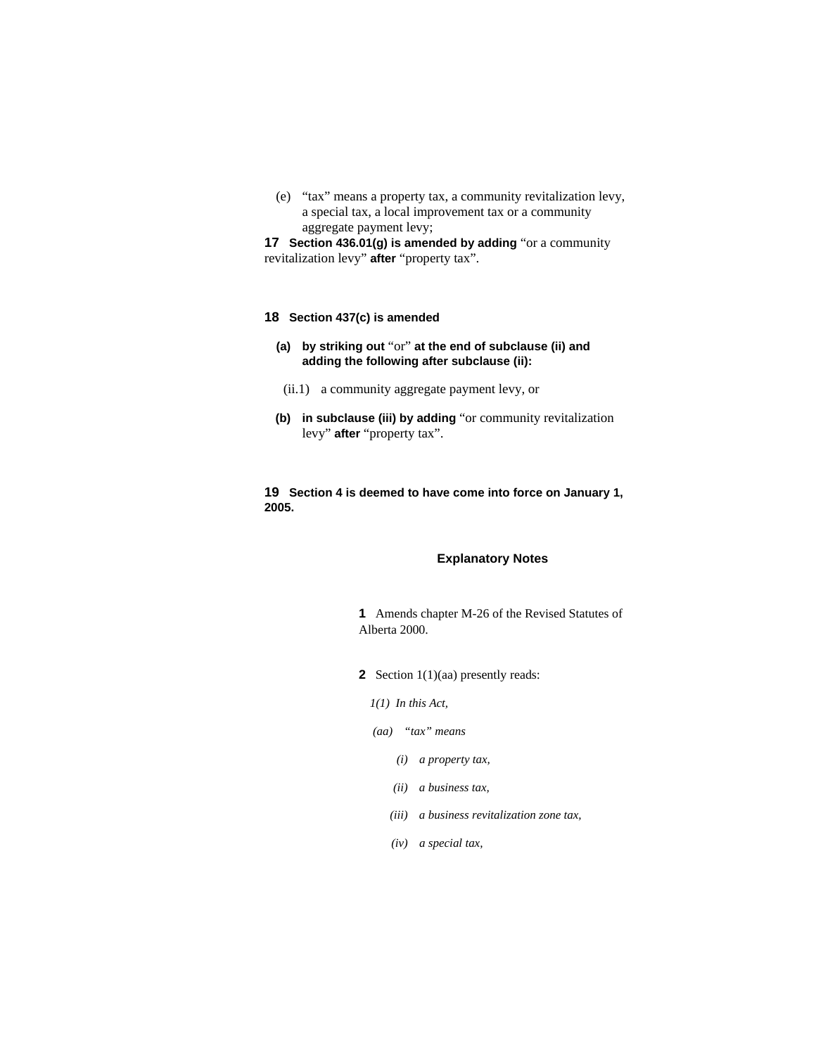(e) “tax” means a property tax, a community revitalization levy, a special tax, a local improvement tax or a community aggregate payment levy;

**17 Section 436.01(g) is amended by adding** “or a community revitalization levy” **after** “property tax”.

**18 Section 437(c) is amended**

**(a) by striking out** “or” **at the end of subclause (ii) and adding the following after subclause (ii):**

(ii.1) a community aggregate payment levy, or

**(b) in subclause (iii) by adding** “or community revitalization levy” **after** “property tax”.

**19 Section 4 is deemed to have come into force on January 1, 2005.**

## Explanatory Notes

**1** Amends chapter M-26 of the Revised Statutes of Alberta 2000.

**2** Section 1(1)(aa) presently reads:

*1(1) In this Act,*

*(aa) “tax” means*

*(i) a property tax,*

*(ii) a business tax,*

*(iii) a business revitalization zone tax,*

*(iv) a special tax,*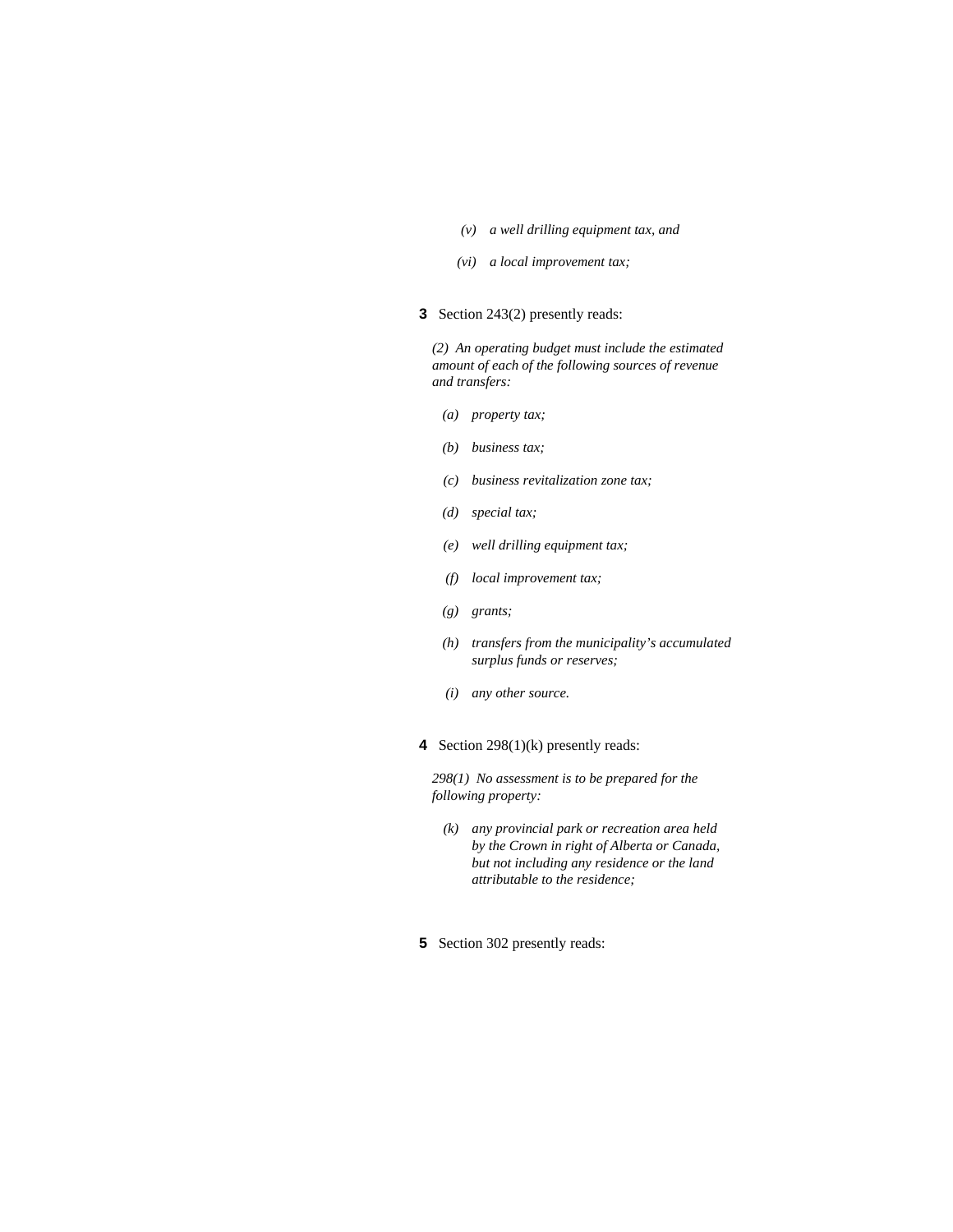*(v) a well drilling equipment tax, and*

*(vi) a local improvement tax;*

**3** Section 243(2) presently reads:

*(2) An operating budget must include the estimated amount of each of the following sources of revenue and transfers:*

*(a) property tax;*

*(b) business tax;*

*(c) business revitalization zone tax;*

*(d) special tax;*

*(e) well drilling equipment tax;*

*(f) local improvement tax;*

*(g) grants;*

*(h) transfers from the municipality's accumulated surplus funds or reserves;*

*(i) any other source.*

**4** Section 298(1)(k) presently reads:

*298(1) No assessment is to be prepared for the following property:*

*(k) any provincial park or recreation area held by the Crown in right of Alberta or Canada, but not including any residence or the land attributable to the residence;*

**5** Section 302 presently reads: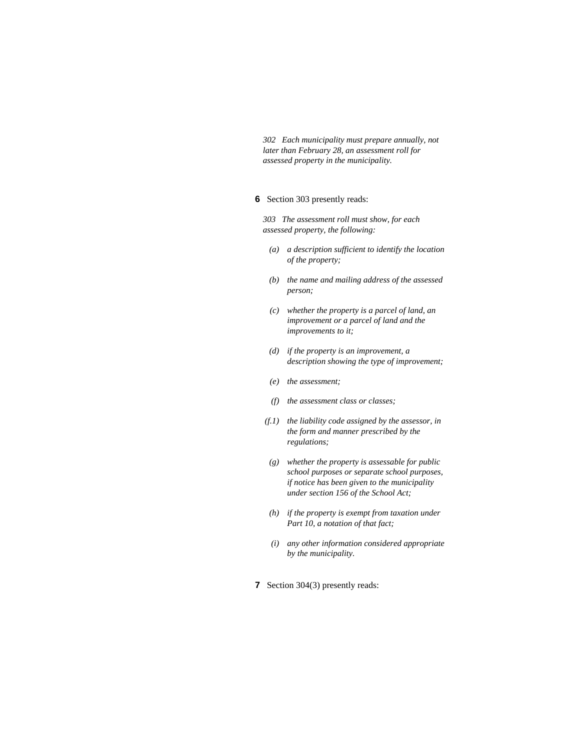*302 Each municipality must prepare annually, not later than February 28, an assessment roll for assessed property in the municipality.*

**6** Section 303 presently reads:

*303 The assessment roll must show, for each assessed property, the following:*

- *(a) a description sufficient to identify the location of the property;*
- *(b) the name and mailing address of the assessed person;*
- *(c) whether the property is a parcel of land, an improvement or a parcel of land and the improvements to it;*
- *(d) if the property is an improvement, a description showing the type of improvement;*
- *(e) the assessment;*
- *(f) the assessment class or classes;*
- *(f.1) the liability code assigned by the assessor, in the form and manner prescribed by the regulations;*
- *(g) whether the property is assessable for public school purposes or separate school purposes, if notice has been given to the municipality under section 156 of the School Act;*
- *(h) if the property is exempt from taxation under Part 10, a notation of that fact;*
- *(i) any other information considered appropriate by the municipality.*

**7** Section 304(3) presently reads: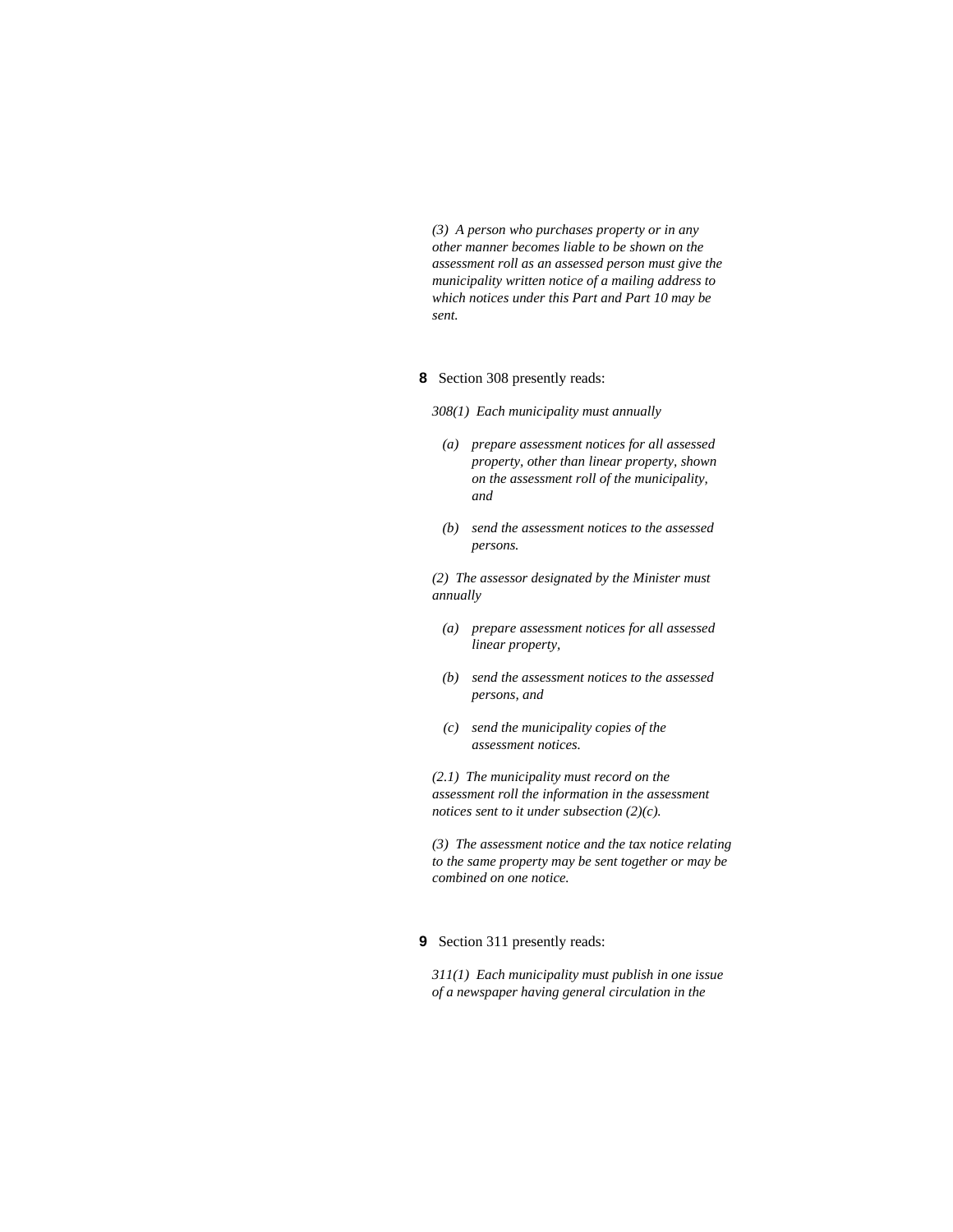*(3) A person who purchases property or in any other manner becomes liable to be shown on the assessment roll as an assessed person must give the municipality written notice of a mailing address to which notices under this Part and Part 10 may be sent.*

**8** Section 308 presently reads:

*308(1) Each municipality must annually*

- *(a) prepare assessment notices for all assessed property, other than linear property, shown on the assessment roll of the municipality, and*
- *(b) send the assessment notices to the assessed persons.*

*(2) The assessor designated by the Minister must annually*

- *(a) prepare assessment notices for all assessed linear property,*
- *(b) send the assessment notices to the assessed persons, and*
- *(c) send the municipality copies of the assessment notices.*

*(2.1) The municipality must record on the assessment roll the information in the assessment notices sent to it under subsection (2)(c).*

*(3) The assessment notice and the tax notice relating to the same property may be sent together or may be combined on one notice.*

**9** Section 311 presently reads:

*311(1) Each municipality must publish in one issue of a newspaper having general circulation in the*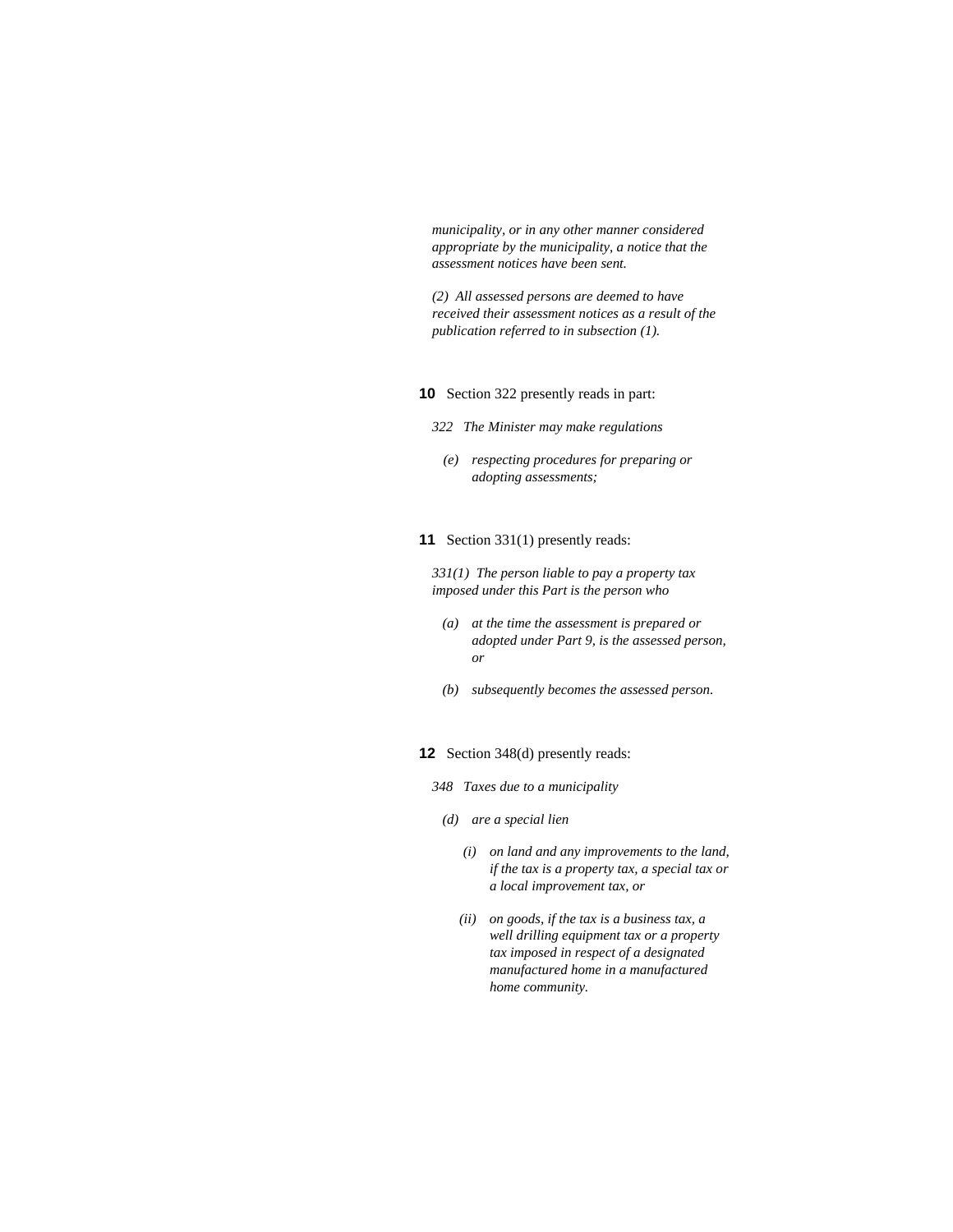*municipality, or in any other manner considered appropriate by the municipality, a notice that the assessment notices have been sent.*

*(2) All assessed persons are deemed to have received their assessment notices as a result of the publication referred to in subsection (1).*

**10** Section 322 presently reads in part:

*322 The Minister may make regulations*

*(e) respecting procedures for preparing or adopting assessments;*

**11** Section 331(1) presently reads:

*331(1) The person liable to pay a property tax imposed under this Part is the person who*

*(a) at the time the assessment is prepared or adopted under Part 9, is the assessed person, or*

*(b) subsequently becomes the assessed person.*

**12** Section 348(d) presently reads:

*348 Taxes due to a municipality*

*(d) are a special lien*

*(i) on land and any improvements to the land, if the tax is a property tax, a special tax or a local improvement tax, or*

*(ii) on goods, if the tax is a business tax, a well drilling equipment tax or a property tax imposed in respect of a designated manufactured home in a manufactured home community.*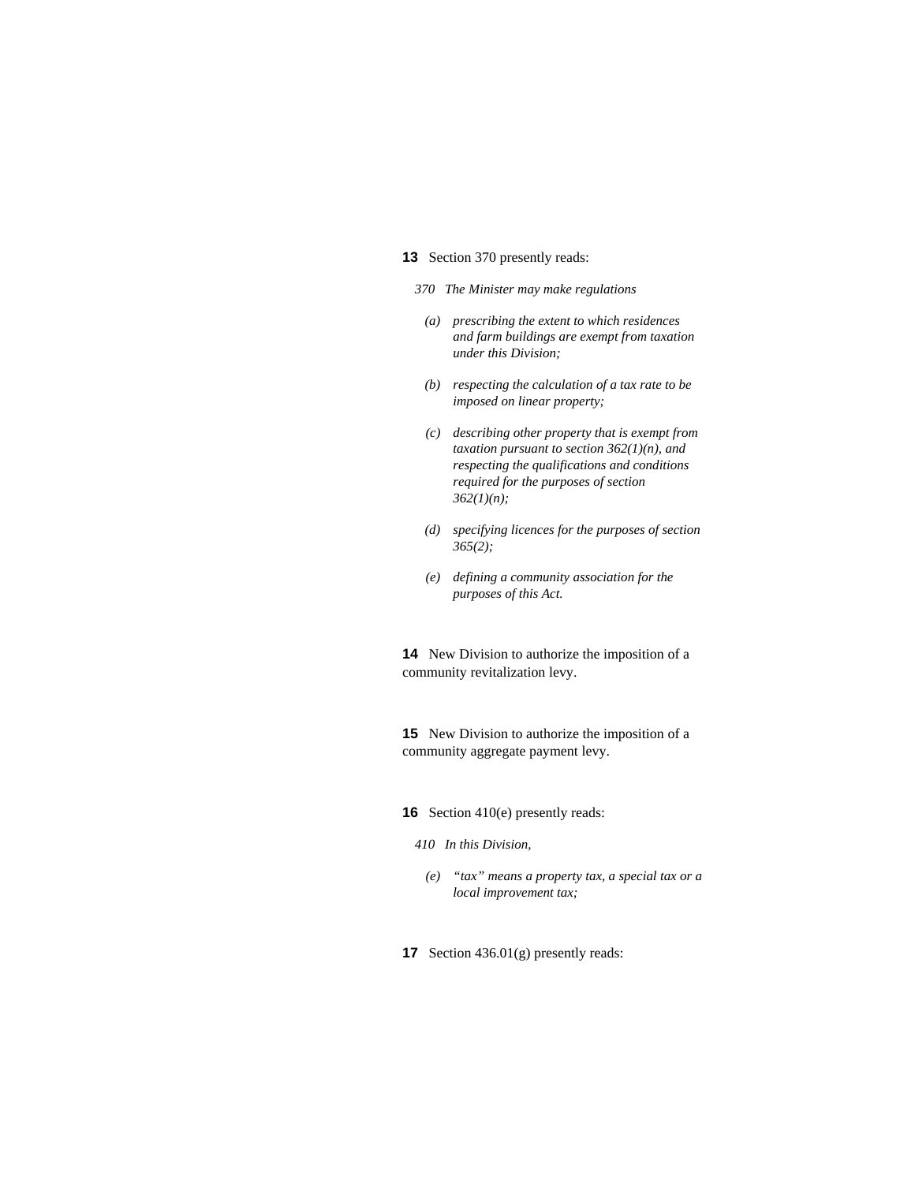**13** Section 370 presently reads:

*370 The Minister may make regulations*

*(a) prescribing the extent to which residences and farm buildings are exempt from taxation under this Division;*

*(b) respecting the calculation of a tax rate to be imposed on linear property;*

*(c) describing other property that is exempt from taxation pursuant to section 362(1)(n), and respecting the qualifications and conditions required for the purposes of section 362(1)(n);*

*(d) specifying licences for the purposes of section 365(2);*

*(e) defining a community association for the purposes of this Act.*

**14** New Division to authorize the imposition of a community revitalization levy.

**15** New Division to authorize the imposition of a community aggregate payment levy.

**16** Section 410(e) presently reads:

*410 In this Division,*

*(e) "tax" means a property tax, a special tax or a local improvement tax;*

**17** Section 436.01(g) presently reads: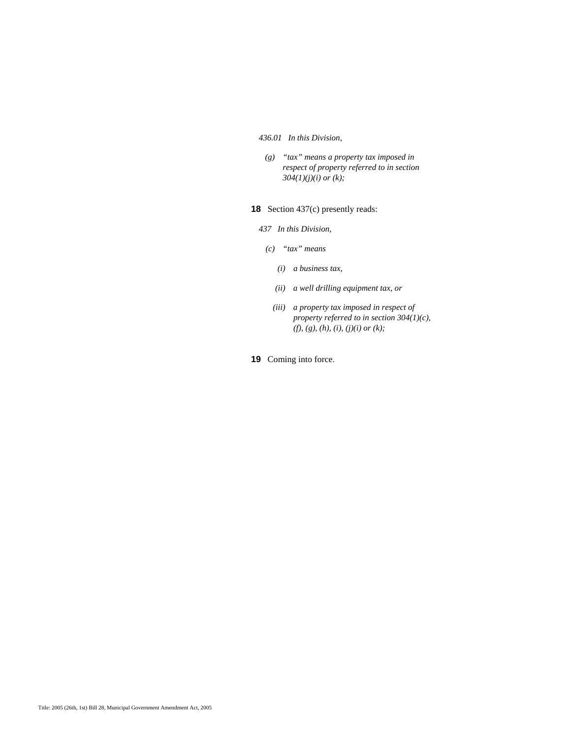*436.01 In this Division,*

*(g) "tax" means a property tax imposed in respect of property referred to in section 304(1)(j)(i) or (k);*

**18** Section 437(c) presently reads:

*437 In this Division,*

*(c) "tax" means*

*(i) a business tax,*

*(ii) a well drilling equipment tax, or*

*(iii) a property tax imposed in respect of property referred to in section 304(1)(c), (f), (g), (h), (i), (j)(i) or (k);*

**19** Coming into force.